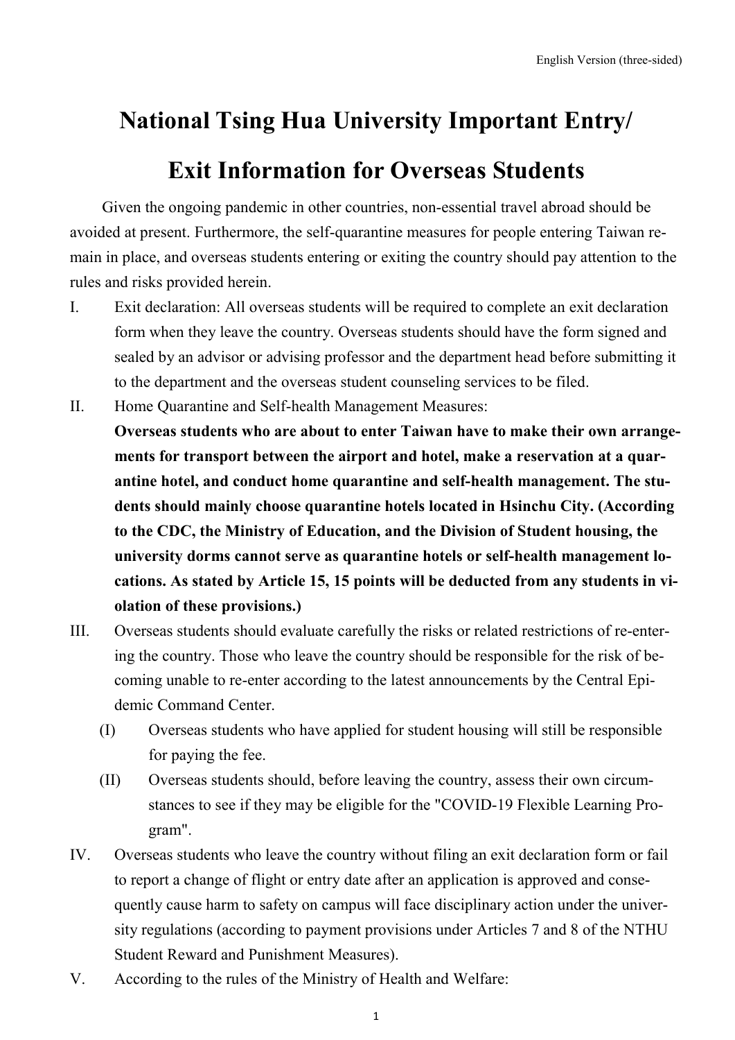English Version (three-sided)

# National Tsing Hua University Important Entry/ Exit Information for Overseas Students

Given the ongoing pandemic in other countries, non-essential travel abroad should be avoided at present. Furthermore, the self-quarantine measures for people entering Taiwan remain in place, and overseas students entering or exiting the country should pay attention to the rules and risks provided herein.

I. Exit declaration: All overseas students will be required to complete an exit declaration form when they leave the country. Overseas students should have the form signed and sealed by an advisor or advising professor and the department head before submitting it to the department and the overseas student counseling services to be filed.

II. Home Quarantine and Self-health Management Measures:
**Overseas students who are about to enter Taiwan have to make their own arrangements for transport between the airport and hotel, make a reservation at a quarantine hotel, and conduct home quarantine and self-health management. The students should mainly choose quarantine hotels located in Hsinchu City. (According to the CDC, the Ministry of Education, and the Division of Student housing, the university dorms cannot serve as quarantine hotels or self-health management locations. As stated by Article 15, 15 points will be deducted from any students in violation of these provisions.)**

III. Overseas students should evaluate carefully the risks or related restrictions of re-entering the country. Those who leave the country should be responsible for the risk of becoming unable to re-enter according to the latest announcements by the Central Epidemic Command Center.
   (I) Overseas students who have applied for student housing will still be responsible for paying the fee.
   (II) Overseas students should, before leaving the country, assess their own circumstances to see if they may be eligible for the "COVID-19 Flexible Learning Program".

IV. Overseas students who leave the country without filing an exit declaration form or fail to report a change of flight or entry date after an application is approved and consequently cause harm to safety on campus will face disciplinary action under the university regulations (according to payment provisions under Articles 7 and 8 of the NTHU Student Reward and Punishment Measures).

V. According to the rules of the Ministry of Health and Welfare: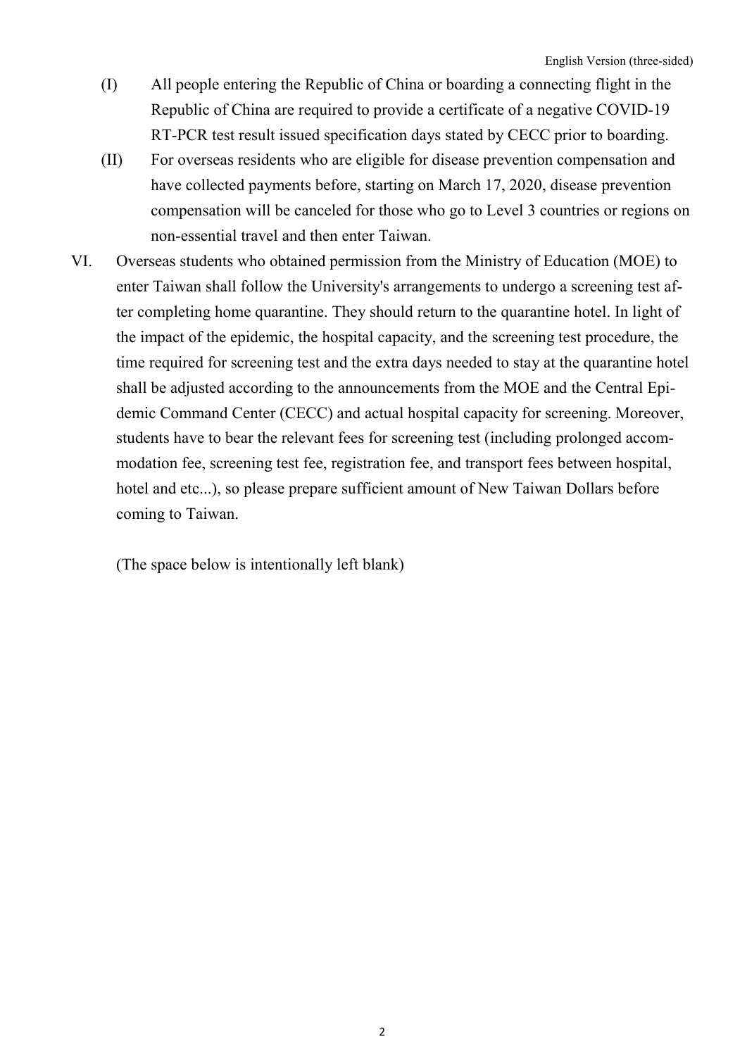(I) All people entering the Republic of China or boarding a connecting flight in the Republic of China are required to provide a certificate of a negative COVID-19 RT-PCR test result issued specification days stated by CECC prior to boarding.

(II) For overseas residents who are eligible for disease prevention compensation and have collected payments before, starting on March 17, 2020, disease prevention compensation will be canceled for those who go to Level 3 countries or regions on non-essential travel and then enter Taiwan.

VI. Overseas students who obtained permission from the Ministry of Education (MOE) to enter Taiwan shall follow the University's arrangements to undergo a screening test after completing home quarantine. They should return to the quarantine hotel. In light of the impact of the epidemic, the hospital capacity, and the screening test procedure, the time required for screening test and the extra days needed to stay at the quarantine hotel shall be adjusted according to the announcements from the MOE and the Central Epidemic Command Center (CECC) and actual hospital capacity for screening. Moreover, students have to bear the relevant fees for screening test (including prolonged accommodation fee, screening test fee, registration fee, and transport fees between hospital, hotel and etc...), so please prepare sufficient amount of New Taiwan Dollars before coming to Taiwan.

(The space below is intentionally left blank)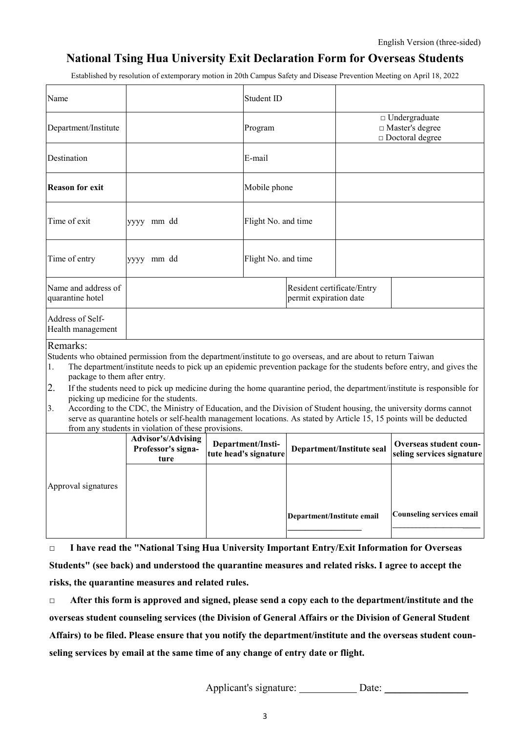English Version (three-sided)

# National Tsing Hua University Exit Declaration Form for Overseas Students

Established by resolution of extemporary motion in 20th Campus Safety and Disease Prevention Meeting on April 18, 2022

| | | | |
|---|---|---|---|
| Name | | Student ID | |
| Department/Institute | | Program | □ Undergraduate<br>□ Master's degree<br>□ Doctoral degree |
| Destination | | E-mail | |
| **Reason for exit** | | Mobile phone | |
| Time of exit | yyyy mm dd | Flight No. and time | |
| Time of entry | yyyy mm dd | Flight No. and time | |
| Name and address of quarantine hotel | | Resident certificate/Entry permit expiration date | |
| Address of Self-Health management | | | |

Remarks:

Students who obtained permission from the department/institute to go overseas, and are about to return Taiwan

1. The department/institute needs to pick up an epidemic prevention package for the students before entry, and gives the package to them after entry.
2. If the students need to pick up medicine during the home quarantine period, the department/institute is responsible for picking up medicine for the students.
3. According to the CDC, the Ministry of Education, and the Division of Student housing, the university dorms cannot serve as quarantine hotels or self-health management locations. As stated by Article 15, 15 points will be deducted from any students in violation of these provisions.

| | **Advisor's/Advising Professor's signature** | **Department/Institute head's signature** | **Department/Institute seal** | **Overseas student counseling services signature** |
|---|---|---|---|---|
| Approval signatures | | | **Department/Institute email** ____________ | **Counseling services email** ____________ |

□ **I have read the "National Tsing Hua University Important Entry/Exit Information for Overseas Students" (see back) and understood the quarantine measures and related risks. I agree to accept the risks, the quarantine measures and related rules.**

□ **After this form is approved and signed, please send a copy each to the department/institute and the overseas student counseling services (the Division of General Affairs or the Division of General Student Affairs) to be filed. Please ensure that you notify the department/institute and the overseas student counseling services by email at the same time of any change of entry date or flight.**

Applicant's signature: ___________ Date: ________________